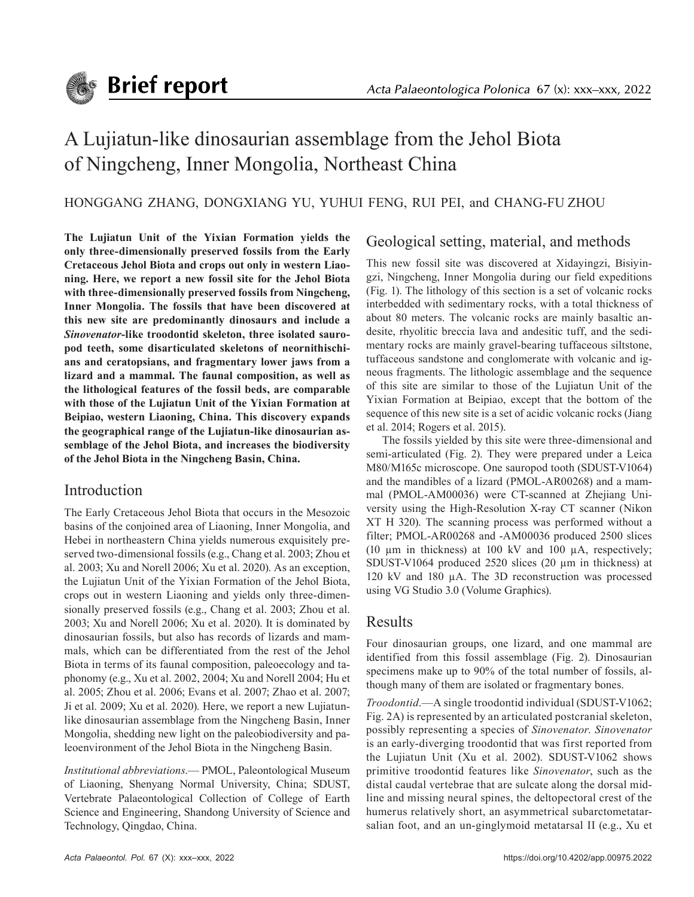# A Lujiatun-like dinosaurian assemblage from the Jehol Biota of Ningcheng, Inner Mongolia, Northeast China

HONGGANG ZHANG, DONGXIANG YU, YUHUI FENG, RUI PEI, and CHANG-FU ZHOU

**The Lujiatun Unit of the Yixian Formation yields the only three-dimensionally preserved fossils from the Early Cretaceous Jehol Biota and crops out only in western Liaoning. Here, we report a new fossil site for the Jehol Biota with three-dimensionally preserved fossils from Ningcheng, Inner Mongolia. The fossils that have been discovered at this new site are predominantly dinosaurs and include a *Sinovenator*-like troodontid skeleton, three isolated sauropod teeth, some disarticulated skeletons of neornithischians and ceratopsians, and fragmentary lower jaws from a lizard and a mammal. The faunal composition, as well as the lithological features of the fossil beds, are comparable with those of the Lujiatun Unit of the Yixian Formation at Beipiao, western Liaoning, China. This discovery expands the geographical range of the Lujiatun-like dinosaurian assemblage of the Jehol Biota, and increases the biodiversity of the Jehol Biota in the Ningcheng Basin, China.**

## Introduction

The Early Cretaceous Jehol Biota that occurs in the Mesozoic basins of the conjoined area of Liaoning, Inner Mongolia, and Hebei in northeastern China yields numerous exquisitely preserved two-dimensional fossils (e.g., Chang et al. 2003; Zhou et al. 2003; Xu and Norell 2006; Xu et al. 2020). As an exception, the Lujiatun Unit of the Yixian Formation of the Jehol Biota, crops out in western Liaoning and yields only three-dimensionally preserved fossils (e.g., Chang et al. 2003; Zhou et al. 2003; Xu and Norell 2006; Xu et al. 2020). It is dominated by dinosaurian fossils, but also has records of lizards and mammals, which can be differentiated from the rest of the Jehol Biota in terms of its faunal composition, paleoecology and taphonomy (e.g., Xu et al. 2002, 2004; Xu and Norell 2004; Hu et al. 2005; Zhou et al. 2006; Evans et al. 2007; Zhao et al. 2007; Ji et al. 2009; Xu et al. 2020). Here, we report a new Lujiatun-like dinosaurian assemblage from the Ningcheng Basin, Inner Mongolia, shedding new light on the paleobiodiversity and paleoenvironment of the Jehol Biota in the Ningcheng Basin.

*Institutional abbreviations*.— PMOL, Paleontological Museum of Liaoning, Shenyang Normal University, China; SDUST, Vertebrate Palaeontological Collection of College of Earth Science and Engineering, Shandong University of Science and Technology, Qingdao, China.

## Geological setting, material, and methods

This new fossil site was discovered at Xidayingzi, Bisiyingzi, Ningcheng, Inner Mongolia during our field expeditions (Fig. 1). The lithology of this section is a set of volcanic rocks interbedded with sedimentary rocks, with a total thickness of about 80 meters. The volcanic rocks are mainly basaltic andesite, rhyolitic breccia lava and andesitic tuff, and the sedimentary rocks are mainly gravel-bearing tuffaceous siltstone, tuffaceous sandstone and conglomerate with volcanic and igneous fragments. The lithologic assemblage and the sequence of this site are similar to those of the Lujiatun Unit of the Yixian Formation at Beipiao, except that the bottom of the sequence of this new site is a set of acidic volcanic rocks (Jiang et al. 2014; Rogers et al. 2015).

The fossils yielded by this site were three-dimensional and semi-articulated (Fig. 2). They were prepared under a Leica M80/M165c microscope. One sauropod tooth (SDUST-V1064) and the mandibles of a lizard (PMOL-AR00268) and a mammal (PMOL-AM00036) were CT-scanned at Zhejiang University using the High-Resolution X-ray CT scanner (Nikon XT H 320). The scanning process was performed without a filter; PMOL-AR00268 and -AM00036 produced 2500 slices (10 μm in thickness) at 100 kV and 100 μA, respectively; SDUST-V1064 produced 2520 slices (20 μm in thickness) at 120 kV and 180 μA. The 3D reconstruction was processed using VG Studio 3.0 (Volume Graphics).

## Results

Four dinosaurian groups, one lizard, and one mammal are identified from this fossil assemblage (Fig. 2). Dinosaurian specimens make up to 90% of the total number of fossils, although many of them are isolated or fragmentary bones.

*Troodontid*.—A single troodontid individual (SDUST-V1062; Fig. 2A) is represented by an articulated postcranial skeleton, possibly representing a species of *Sinovenator*. *Sinovenator* is an early-diverging troodontid that was first reported from the Lujiatun Unit (Xu et al. 2002). SDUST-V1062 shows primitive troodontid features like *Sinovenator*, such as the distal caudal vertebrae that are sulcate along the dorsal midline and missing neural spines, the deltopectoral crest of the humerus relatively short, an asymmetrical subarctometatarsalian foot, and an un-ginglymoid metatarsal II (e.g., Xu et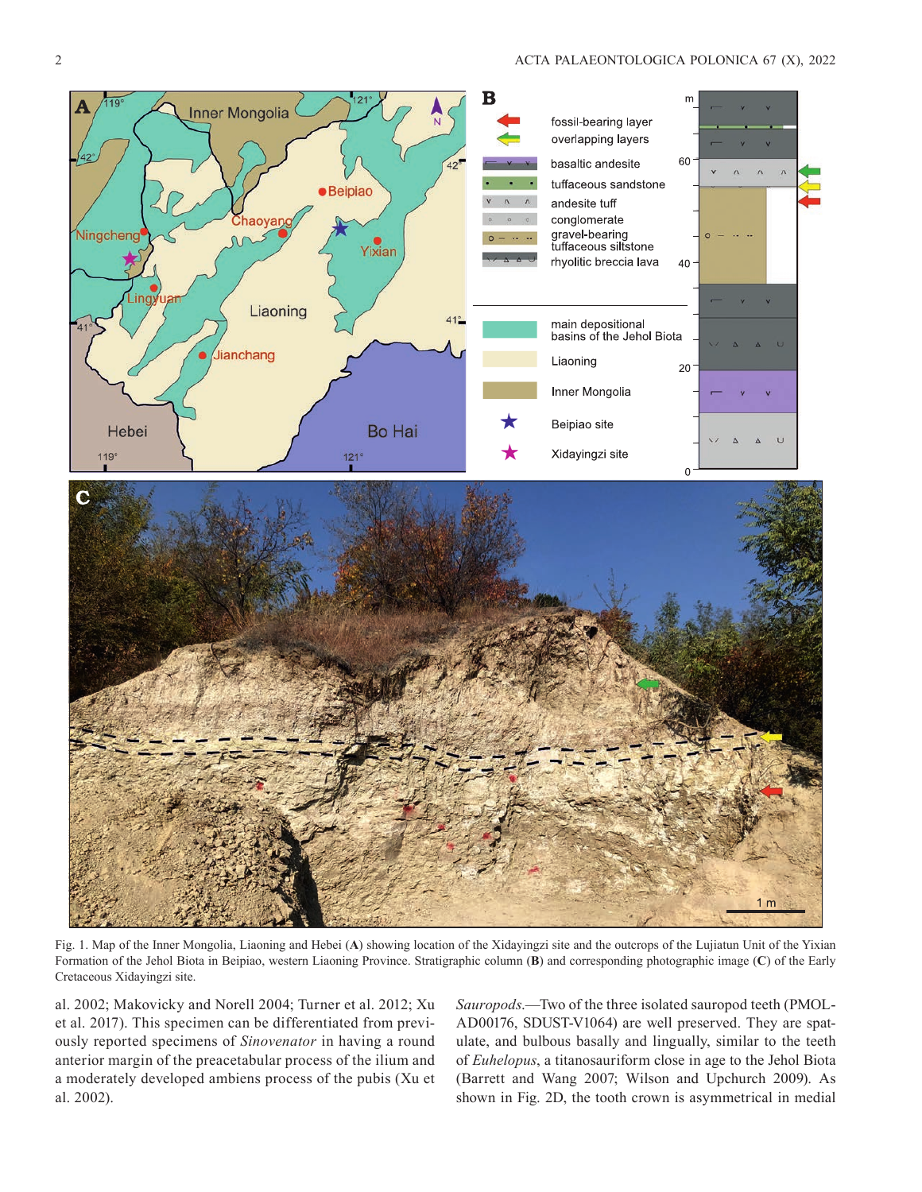Fig. 1. Map of the Inner Mongolia, Liaoning and Hebei (**A**) showing location of the Xidayingzi site and the outcrops of the Lujiatun Unit of the Yixian Formation of the Jehol Biota in Beipiao, western Liaoning Province. Stratigraphic column (**B**) and corresponding photographic image (**C**) of the Early Cretaceous Xidayingzi site.

al. 2002; Makovicky and Norell 2004; Turner et al. 2012; Xu et al. 2017). This specimen can be differentiated from previously reported specimens of *Sinovenator* in having a round anterior margin of the preacetabular process of the ilium and a moderately developed ambiens process of the pubis (Xu et al. 2002).

*Sauropods*.—Two of the three isolated sauropod teeth (PMOL-AD00176, SDUST-V1064) are well preserved. They are spatulate, and bulbous basally and lingually, similar to the teeth of *Euhelopus*, a titanosauriform close in age to the Jehol Biota (Barrett and Wang 2007; Wilson and Upchurch 2009). As shown in Fig. 2D, the tooth crown is asymmetrical in medial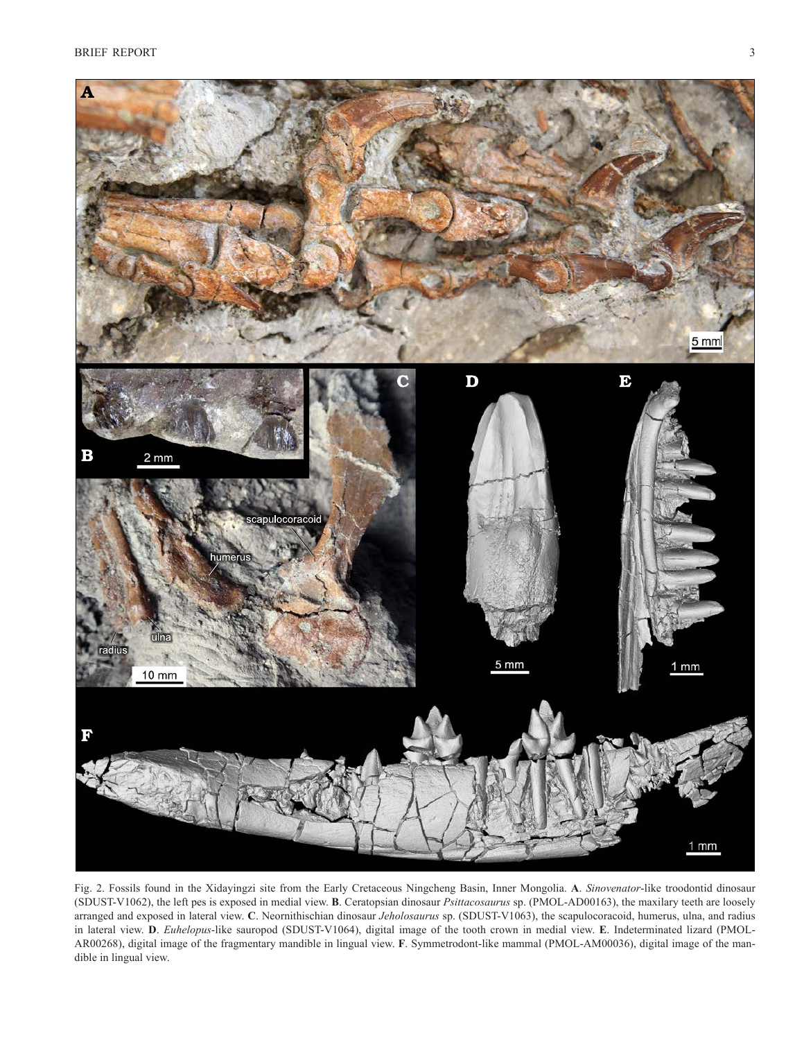Fig. 2. Fossils found in the Xidayingzi site from the Early Cretaceous Ningcheng Basin, Inner Mongolia. **A**. *Sinovenator*-like troodontid dinosaur (SDUST-V1062), the left pes is exposed in medial view. **B**. Ceratopsian dinosaur *Psittacosaurus* sp. (PMOL-AD00163), the maxilary teeth are loosely arranged and exposed in lateral view. **C**. Neornithischian dinosaur *Jeholosaurus* sp. (SDUST-V1063), the scapulocoracoid, humerus, ulna, and radius in lateral view. **D**. *Euhelopus*-like sauropod (SDUST-V1064), digital image of the tooth crown in medial view. **E**. Indeterminated lizard (PMOL-AR00268), digital image of the fragmentary mandible in lingual view. **F**. Symmetrodont-like mammal (PMOL-AM00036), digital image of the mandible in lingual view.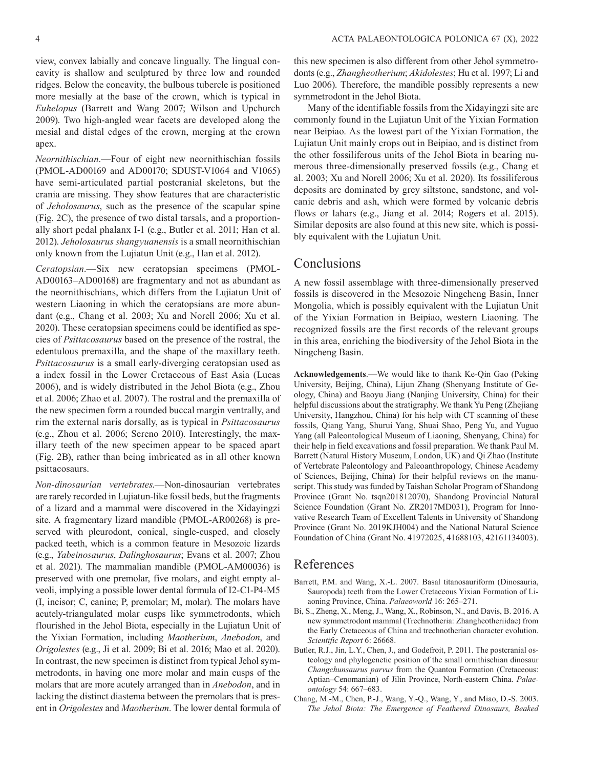view, convex labially and concave lingually. The lingual concavity is shallow and sculptured by three low and rounded ridges. Below the concavity, the bulbous tubercle is positioned more mesially at the base of the crown, which is typical in *Euhelopus* (Barrett and Wang 2007; Wilson and Upchurch 2009). Two high-angled wear facets are developed along the mesial and distal edges of the crown, merging at the crown apex.

*Neornithischian*.—Four of eight new neornithischian fossils (PMOL-AD00169 and AD00170; SDUST-V1064 and V1065) have semi-articulated partial postcranial skeletons, but the crania are missing. They show features that are characteristic of *Jeholosaurus*, such as the presence of the scapular spine (Fig. 2C), the presence of two distal tarsals, and a proportionally short pedal phalanx I-1 (e.g., Butler et al. 2011; Han et al. 2012). *Jeholosaurus shangyuanensis* is a small neornithischian only known from the Lujiatun Unit (e.g., Han et al. 2012).

*Ceratopsian*.—Six new ceratopsian specimens (PMOL-AD00163–AD00168) are fragmentary and not as abundant as the neornithischians, which differs from the Lujiatun Unit of western Liaoning in which the ceratopsians are more abundant (e.g., Chang et al. 2003; Xu and Norell 2006; Xu et al. 2020). These ceratopsian specimens could be identified as species of *Psittacosaurus* based on the presence of the rostral, the edentulous premaxilla, and the shape of the maxillary teeth. *Psittacosaurus* is a small early-diverging ceratopsian used as a index fossil in the Lower Cretaceous of East Asia (Lucas 2006), and is widely distributed in the Jehol Biota (e.g., Zhou et al. 2006; Zhao et al. 2007). The rostral and the premaxilla of the new specimen form a rounded buccal margin ventrally, and rim the external naris dorsally, as is typical in *Psittacosaurus* (e.g., Zhou et al. 2006; Sereno 2010). Interestingly, the maxillary teeth of the new specimen appear to be spaced apart (Fig. 2B), rather than being imbricated as in all other known psittacosaurs.

*Non-dinosaurian vertebrates*.—Non-dinosaurian vertebrates are rarely recorded in Lujiatun-like fossil beds, but the fragments of a lizard and a mammal were discovered in the Xidayingzi site. A fragmentary lizard mandible (PMOL-AR00268) is preserved with pleurodont, conical, single-cusped, and closely packed teeth, which is a common feature in Mesozoic lizards (e.g., *Yabeinosaurus*, *Dalinghosaurus*; Evans et al. 2007; Zhou et al. 2021). The mammalian mandible (PMOL-AM00036) is preserved with one premolar, five molars, and eight empty alveoli, implying a possible lower dental formula of I2-C1-P4-M5 (I, incisor; C, canine; P, premolar; M, molar). The molars have acutely-triangulated molar cusps like symmetrodonts, which flourished in the Jehol Biota, especially in the Lujiatun Unit of the Yixian Formation, including *Maotherium*, *Anebodon*, and *Origolestes* (e.g., Ji et al. 2009; Bi et al. 2016; Mao et al. 2020). In contrast, the new specimen is distinct from typical Jehol symmetrodonts, in having one more molar and main cusps of the molars that are more acutely arranged than in *Anebodon*, and in lacking the distinct diastema between the premolars that is present in *Origolestes* and *Maotherium*. The lower dental formula of this new specimen is also different from other Jehol symmetrodonts (e.g., *Zhangheotherium*; *Akidolestes*; Hu et al. 1997; Li and Luo 2006). Therefore, the mandible possibly represents a new symmetrodont in the Jehol Biota.

Many of the identifiable fossils from the Xidayingzi site are commonly found in the Lujiatun Unit of the Yixian Formation near Beipiao. As the lowest part of the Yixian Formation, the Lujiatun Unit mainly crops out in Beipiao, and is distinct from the other fossiliferous units of the Jehol Biota in bearing numerous three-dimensionally preserved fossils (e.g., Chang et al. 2003; Xu and Norell 2006; Xu et al. 2020). Its fossiliferous deposits are dominated by grey siltstone, sandstone, and volcanic debris and ash, which were formed by volcanic debris flows or lahars (e.g., Jiang et al. 2014; Rogers et al. 2015). Similar deposits are also found at this new site, which is possibly equivalent with the Lujiatun Unit.

## Conclusions

A new fossil assemblage with three-dimensionally preserved fossils is discovered in the Mesozoic Ningcheng Basin, Inner Mongolia, which is possibly equivalent with the Lujiatun Unit of the Yixian Formation in Beipiao, western Liaoning. The recognized fossils are the first records of the relevant groups in this area, enriching the biodiversity of the Jehol Biota in the Ningcheng Basin.

**Acknowledgements**.—We would like to thank Ke-Qin Gao (Peking University, Beijing, China), Lijun Zhang (Shenyang Institute of Geology, China) and Baoyu Jiang (Nanjing University, China) for their helpful discussions about the stratigraphy. We thank Yu Peng (Zhejiang University, Hangzhou, China) for his help with CT scanning of these fossils, Qiang Yang, Shurui Yang, Shuai Shao, Peng Yu, and Yuguo Yang (all Paleontological Museum of Liaoning, Shenyang, China) for their help in field excavations and fossil preparation. We thank Paul M. Barrett (Natural History Museum, London, UK) and Qi Zhao (Institute of Vertebrate Paleontology and Paleoanthropology, Chinese Academy of Sciences, Beijing, China) for their helpful reviews on the manuscript. This study was funded by Taishan Scholar Program of Shandong Province (Grant No. tsqn201812070), Shandong Provincial Natural Science Foundation (Grant No. ZR2017MD031), Program for Innovative Research Team of Excellent Talents in University of Shandong Province (Grant No. 2019KJH004) and the National Natural Science Foundation of China (Grant No. 41972025, 41688103, 42161134003).

## References

Barrett, P.M. and Wang, X.-L. 2007. Basal titanosauriform (Dinosauria, Sauropoda) teeth from the Lower Cretaceous Yixian Formation of Liaoning Province, China. *Palaeoworld* 16: 265–271.

Bi, S., Zheng, X., Meng, J., Wang, X., Robinson, N., and Davis, B. 2016. A new symmetrodont mammal (Trechnotheria: Zhangheotheriidae) from the Early Cretaceous of China and trechnotherian character evolution. *Scientific Report* 6: 26668.

Butler, R.J., Jin, L.Y., Chen, J., and Godefroit, P. 2011. The postcranial osteology and phylogenetic position of the small ornithischian dinosaur *Changchunsaurus parvus* from the Quantou Formation (Cretaceous: Aptian–Cenomanian) of Jilin Province, North-eastern China. *Palaeontology* 54: 667–683.

Chang, M.-M., Chen, P.-J., Wang, Y.-Q., Wang, Y., and Miao, D.-S. 2003. *The Jehol Biota: The Emergence of Feathered Dinosaurs, Beaked*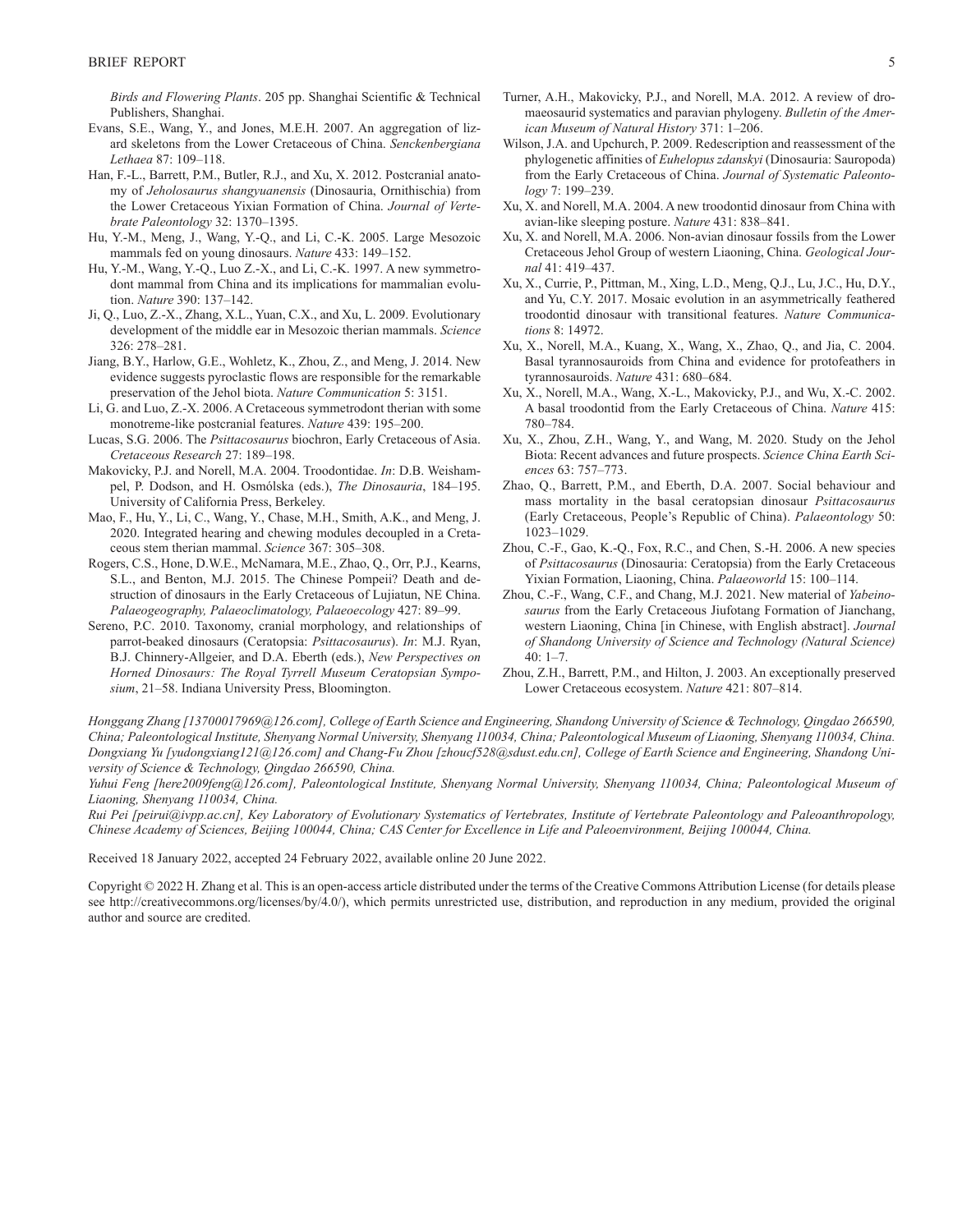*Birds and Flowering Plants*. 205 pp. Shanghai Scientific & Technical Publishers, Shanghai.

Evans, S.E., Wang, Y., and Jones, M.E.H. 2007. An aggregation of lizard skeletons from the Lower Cretaceous of China. *Senckenbergiana Lethaea* 87: 109–118.

Han, F.-L., Barrett, P.M., Butler, R.J., and Xu, X. 2012. Postcranial anatomy of *Jeholosaurus shangyuanensis* (Dinosauria, Ornithischia) from the Lower Cretaceous Yixian Formation of China. *Journal of Vertebrate Paleontology* 32: 1370–1395.

Hu, Y.-M., Meng, J., Wang, Y.-Q., and Li, C.-K. 2005. Large Mesozoic mammals fed on young dinosaurs. *Nature* 433: 149–152.

Hu, Y.-M., Wang, Y.-Q., Luo Z.-X., and Li, C.-K. 1997. A new symmetrodont mammal from China and its implications for mammalian evolution. *Nature* 390: 137–142.

Ji, Q., Luo, Z.-X., Zhang, X.L., Yuan, C.X., and Xu, L. 2009. Evolutionary development of the middle ear in Mesozoic therian mammals. *Science* 326: 278–281.

Jiang, B.Y., Harlow, G.E., Wohletz, K., Zhou, Z., and Meng, J. 2014. New evidence suggests pyroclastic flows are responsible for the remarkable preservation of the Jehol biota. *Nature Communication* 5: 3151.

Li, G. and Luo, Z.-X. 2006. A Cretaceous symmetrodont therian with some monotreme-like postcranial features. *Nature* 439: 195–200.

Lucas, S.G. 2006. The *Psittacosaurus* biochron, Early Cretaceous of Asia. *Cretaceous Research* 27: 189–198.

Makovicky, P.J. and Norell, M.A. 2004. Troodontidae. *In*: D.B. Weishampel, P. Dodson, and H. Osmólska (eds.), *The Dinosauria*, 184–195. University of California Press, Berkeley.

Mao, F., Hu, Y., Li, C., Wang, Y., Chase, M.H., Smith, A.K., and Meng, J. 2020. Integrated hearing and chewing modules decoupled in a Cretaceous stem therian mammal. *Science* 367: 305–308.

Rogers, C.S., Hone, D.W.E., McNamara, M.E., Zhao, Q., Orr, P.J., Kearns, S.L., and Benton, M.J. 2015. The Chinese Pompeii? Death and destruction of dinosaurs in the Early Cretaceous of Lujiatun, NE China. *Palaeogeography, Palaeoclimatology, Palaeoecology* 427: 89–99.

Sereno, P.C. 2010. Taxonomy, cranial morphology, and relationships of parrot-beaked dinosaurs (Ceratopsia: *Psittacosaurus*). *In*: M.J. Ryan, B.J. Chinnery-Allgeier, and D.A. Eberth (eds.), *New Perspectives on Horned Dinosaurs: The Royal Tyrrell Museum Ceratopsian Symposium*, 21–58. Indiana University Press, Bloomington.

Turner, A.H., Makovicky, P.J., and Norell, M.A. 2012. A review of dromaeosaurid systematics and paravian phylogeny. *Bulletin of the American Museum of Natural History* 371: 1–206.

Wilson, J.A. and Upchurch, P. 2009. Redescription and reassessment of the phylogenetic affinities of *Euhelopus zdanskyi* (Dinosauria: Sauropoda) from the Early Cretaceous of China. *Journal of Systematic Paleontology* 7: 199–239.

Xu, X. and Norell, M.A. 2004. A new troodontid dinosaur from China with avian-like sleeping posture. *Nature* 431: 838–841.

Xu, X. and Norell, M.A. 2006. Non-avian dinosaur fossils from the Lower Cretaceous Jehol Group of western Liaoning, China. *Geological Journal* 41: 419–437.

Xu, X., Currie, P., Pittman, M., Xing, L.D., Meng, Q.J., Lu, J.C., Hu, D.Y., and Yu, C.Y. 2017. Mosaic evolution in an asymmetrically feathered troodontid dinosaur with transitional features. *Nature Communications* 8: 14972.

Xu, X., Norell, M.A., Kuang, X., Wang, X., Zhao, Q., and Jia, C. 2004. Basal tyrannosauroids from China and evidence for protofeathers in tyrannosauroids. *Nature* 431: 680–684.

Xu, X., Norell, M.A., Wang, X.-L., Makovicky, P.J., and Wu, X.-C. 2002. A basal troodontid from the Early Cretaceous of China. *Nature* 415: 780–784.

Xu, X., Zhou, Z.H., Wang, Y., and Wang, M. 2020. Study on the Jehol Biota: Recent advances and future prospects. *Science China Earth Sciences* 63: 757–773.

Zhao, Q., Barrett, P.M., and Eberth, D.A. 2007. Social behaviour and mass mortality in the basal ceratopsian dinosaur *Psittacosaurus* (Early Cretaceous, People's Republic of China). *Palaeontology* 50: 1023–1029.

Zhou, C.-F., Gao, K.-Q., Fox, R.C., and Chen, S.-H. 2006. A new species of *Psittacosaurus* (Dinosauria: Ceratopsia) from the Early Cretaceous Yixian Formation, Liaoning, China. *Palaeoworld* 15: 100–114.

Zhou, C.-F., Wang, C.F., and Chang, M.J. 2021. New material of *Yabeinosaurus* from the Early Cretaceous Jiufotang Formation of Jianchang, western Liaoning, China [in Chinese, with English abstract]. *Journal of Shandong University of Science and Technology (Natural Science)* 40: 1–7.

Zhou, Z.H., Barrett, P.M., and Hilton, J. 2003. An exceptionally preserved Lower Cretaceous ecosystem. *Nature* 421: 807–814.

*Honggang Zhang [13700017969@126.com], College of Earth Science and Engineering, Shandong University of Science & Technology, Qingdao 266590, China; Paleontological Institute, Shenyang Normal University, Shenyang 110034, China; Paleontological Museum of Liaoning, Shenyang 110034, China.*
*Dongxiang Yu [yudongxiang121@126.com] and Chang-Fu Zhou [zhoucf528@sdust.edu.cn], College of Earth Science and Engineering, Shandong University of Science & Technology, Qingdao 266590, China.*

*Yuhui Feng [here2009feng@126.com], Paleontological Institute, Shenyang Normal University, Shenyang 110034, China; Paleontological Museum of Liaoning, Shenyang 110034, China.*

*Rui Pei [peirui@ivpp.ac.cn], Key Laboratory of Evolutionary Systematics of Vertebrates, Institute of Vertebrate Paleontology and Paleoanthropology, Chinese Academy of Sciences, Beijing 100044, China; CAS Center for Excellence in Life and Paleoenvironment, Beijing 100044, China.*

Received 18 January 2022, accepted 24 February 2022, available online 20 June 2022.

Copyright © 2022 H. Zhang et al. This is an open-access article distributed under the terms of the Creative Commons Attribution License (for details please see http://creativecommons.org/licenses/by/4.0/), which permits unrestricted use, distribution, and reproduction in any medium, provided the original author and source are credited.